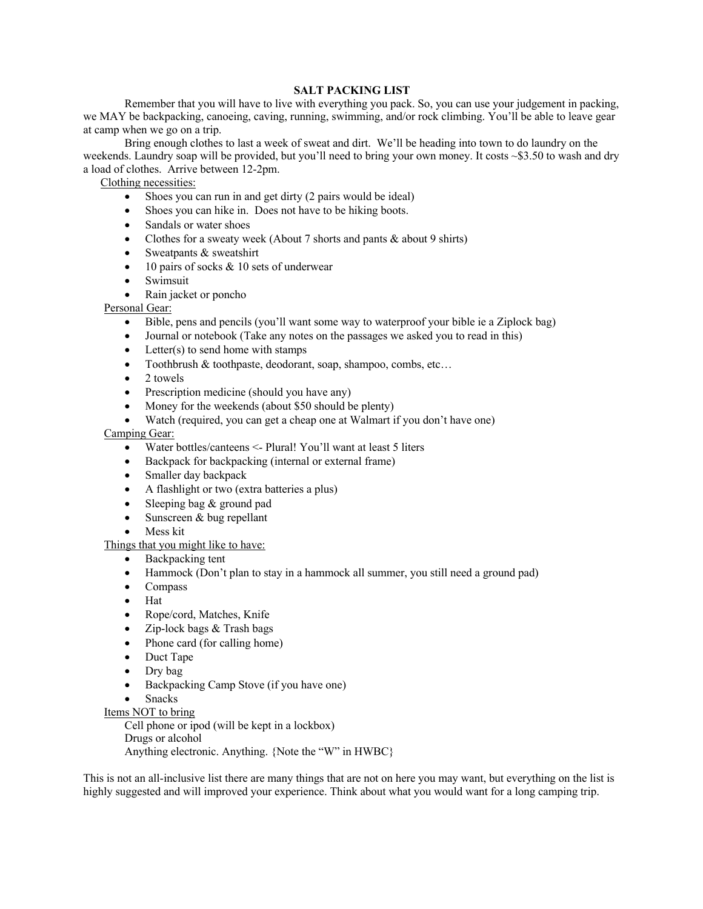# SALT PACKING LIST

Remember that you will have to live with everything you pack. So, you can use your judgement in packing, we MAY be backpacking, canoeing, caving, running, swimming, and/or rock climbing. You'll be able to leave gear at camp when we go on a trip.

Bring enough clothes to last a week of sweat and dirt. We'll be heading into town to do laundry on the weekends. Laundry soap will be provided, but you'll need to bring your own money. It costs ~$3.50 to wash and dry a load of clothes. Arrive between 12-2pm.

Clothing necessities:

- Shoes you can run in and get dirty (2 pairs would be ideal)
- Shoes you can hike in. Does not have to be hiking boots.
- Sandals or water shoes
- Clothes for a sweaty week (About 7 shorts and pants & about 9 shirts)
- Sweatpants & sweatshirt
- 10 pairs of socks & 10 sets of underwear
- Swimsuit
- Rain jacket or poncho

Personal Gear:

- Bible, pens and pencils (you'll want some way to waterproof your bible ie a Ziplock bag)
- Journal or notebook (Take any notes on the passages we asked you to read in this)
- Letter(s) to send home with stamps
- Toothbrush & toothpaste, deodorant, soap, shampoo, combs, etc…
- 2 towels
- Prescription medicine (should you have any)
- Money for the weekends (about $50 should be plenty)
- Watch (required, you can get a cheap one at Walmart if you don't have one)

Camping Gear:

- Water bottles/canteens <- Plural! You'll want at least 5 liters
- Backpack for backpacking (internal or external frame)
- Smaller day backpack
- A flashlight or two (extra batteries a plus)
- Sleeping bag & ground pad
- Sunscreen & bug repellant
- Mess kit

Things that you might like to have:

- Backpacking tent
- Hammock (Don't plan to stay in a hammock all summer, you still need a ground pad)
- Compass
- Hat
- Rope/cord, Matches, Knife
- Zip-lock bags & Trash bags
- Phone card (for calling home)
- Duct Tape
- Dry bag
- Backpacking Camp Stove (if you have one)
- Snacks

Items NOT to bring

Cell phone or ipod (will be kept in a lockbox)
Drugs or alcohol
Anything electronic. Anything. {Note the "W" in HWBC}

This is not an all-inclusive list there are many things that are not on here you may want, but everything on the list is highly suggested and will improved your experience. Think about what you would want for a long camping trip.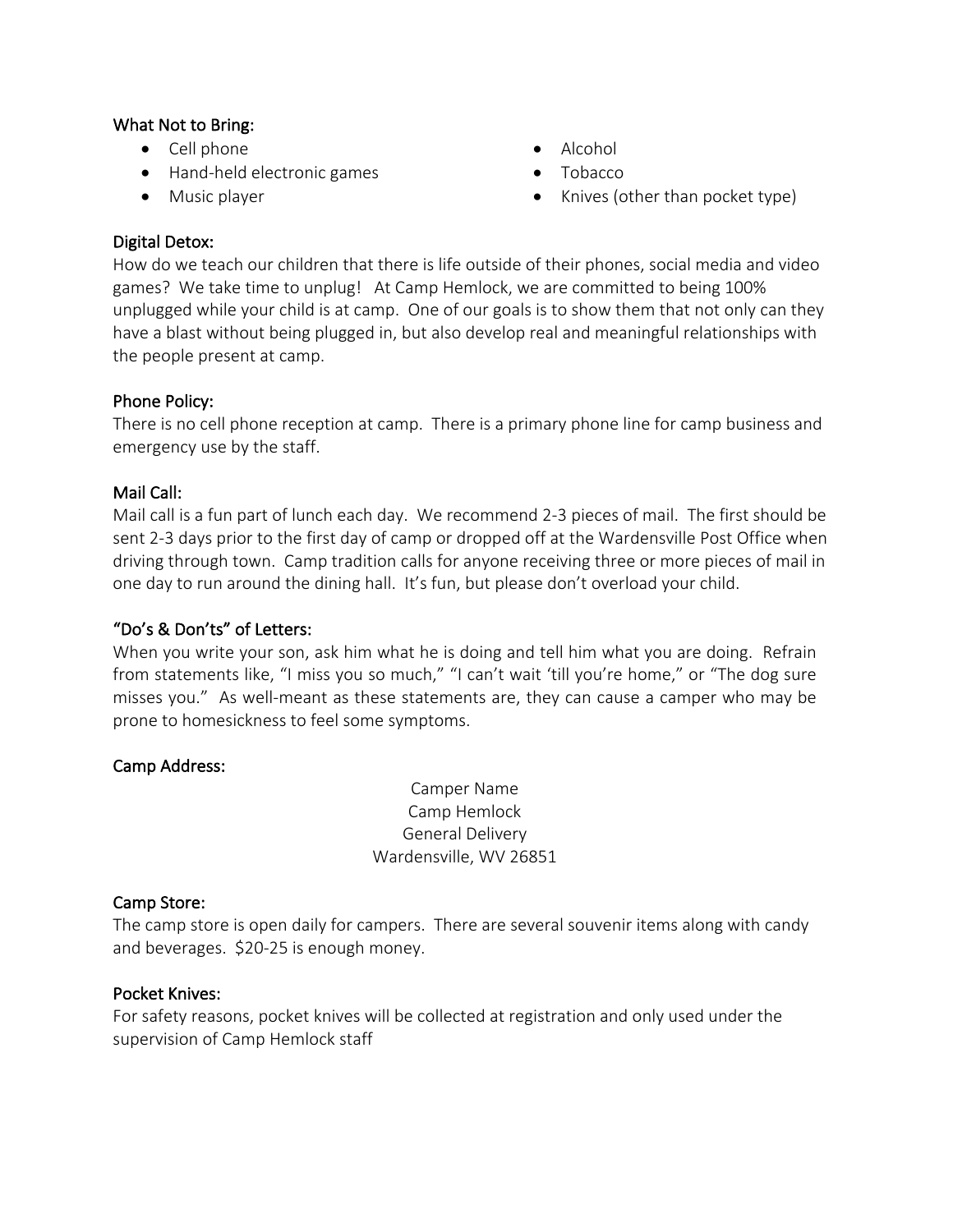### What Not to Bring:

- Cell phone
- Hand-held electronic games
- Music player
- Alcohol
- Tobacco
- Knives (other than pocket type)

### Digital Detox:

How do we teach our children that there is life outside of their phones, social media and video games? We take time to unplug! At Camp Hemlock, we are committed to being 100% unplugged while your child is at camp. One of our goals is to show them that not only can they have a blast without being plugged in, but also develop real and meaningful relationships with the people present at camp.

### Phone Policy:

There is no cell phone reception at camp. There is a primary phone line for camp business and emergency use by the staff.

### Mail Call:

Mail call is a fun part of lunch each day. We recommend 2-3 pieces of mail. The first should be sent 2-3 days prior to the first day of camp or dropped off at the Wardensville Post Office when driving through town. Camp tradition calls for anyone receiving three or more pieces of mail in one day to run around the dining hall. It's fun, but please don't overload your child.

### "Do's & Don'ts" of Letters:

When you write your son, ask him what he is doing and tell him what you are doing. Refrain from statements like, "I miss you so much," "I can't wait 'till you're home," or "The dog sure misses you." As well-meant as these statements are, they can cause a camper who may be prone to homesickness to feel some symptoms.

### Camp Address:

Camper Name
Camp Hemlock
General Delivery
Wardensville, WV 26851

### Camp Store:

The camp store is open daily for campers. There are several souvenir items along with candy and beverages. $20-25 is enough money.

### Pocket Knives:

For safety reasons, pocket knives will be collected at registration and only used under the supervision of Camp Hemlock staff